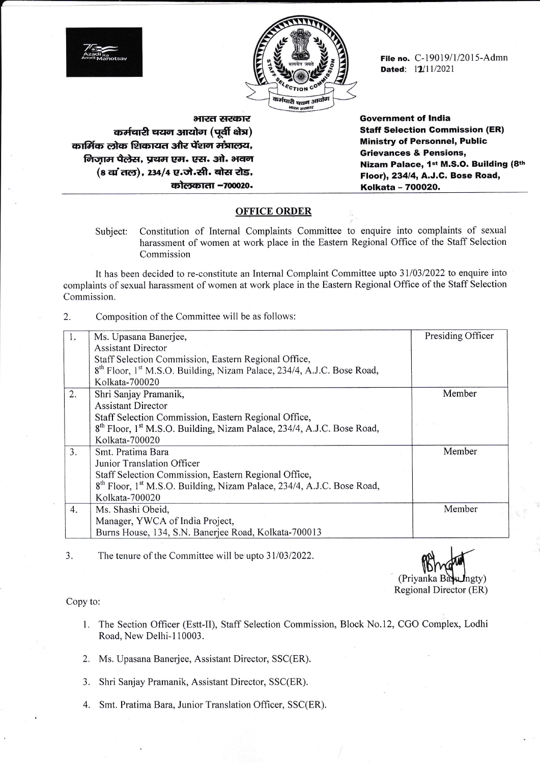File no. C-19019/1/2015-Admn
Dated: 12/11/2021

भारत सरकार
कर्मचारी चयन आयोग (पूर्वी क्षेत्र)
कार्मिक लोक शिकायत और पेंशन मंत्रालय,
निज़ाम पैलेस, प्रथम एम. एस. ओ. भवन
(8 वां तल), 234/4 ए.जे.सी. बोस रोड,
कोलकाता –700020.

**Government of India**
**Staff Selection Commission (ER)**
**Ministry of Personnel, Public Grievances & Pensions,**
**Nizam Palace, 1st M.S.O. Building (8th Floor), 234/4, A.J.C. Bose Road, Kolkata – 700020.**

## OFFICE ORDER

Subject: Constitution of Internal Complaints Committee to enquire into complaints of sexual harassment of women at work place in the Eastern Regional Office of the Staff Selection Commission

It has been decided to re-constitute an Internal Complaint Committee upto 31/03/2022 to enquire into complaints of sexual harassment of women at work place in the Eastern Regional Office of the Staff Selection Commission.

2. Composition of the Committee will be as follows:

| | | |
|---|---|---|
| 1. | Ms. Upasana Banerjee,<br>Assistant Director<br>Staff Selection Commission, Eastern Regional Office,<br>8th Floor, 1st M.S.O. Building, Nizam Palace, 234/4, A.J.C. Bose Road, Kolkata-700020 | Presiding Officer |
| 2. | Shri Sanjay Pramanik,<br>Assistant Director<br>Staff Selection Commission, Eastern Regional Office,<br>8th Floor, 1st M.S.O. Building, Nizam Palace, 234/4, A.J.C. Bose Road, Kolkata-700020 | Member |
| 3. | Smt. Pratima Bara<br>Junior Translation Officer<br>Staff Selection Commission, Eastern Regional Office,<br>8th Floor, 1st M.S.O. Building, Nizam Palace, 234/4, A.J.C. Bose Road, Kolkata-700020 | Member |
| 4. | Ms. Shashi Obeid,<br>Manager, YWCA of India Project,<br>Burns House, 134, S.N. Banerjee Road, Kolkata-700013 | Member |

3. The tenure of the Committee will be upto 31/03/2022.

(Priyanka Basu Ingty)
Regional Director (ER)

Copy to:

1. The Section Officer (Estt-II), Staff Selection Commission, Block No.12, CGO Complex, Lodhi Road, New Delhi-110003.
2. Ms. Upasana Banerjee, Assistant Director, SSC(ER).
3. Shri Sanjay Pramanik, Assistant Director, SSC(ER).
4. Smt. Pratima Bara, Junior Translation Officer, SSC(ER).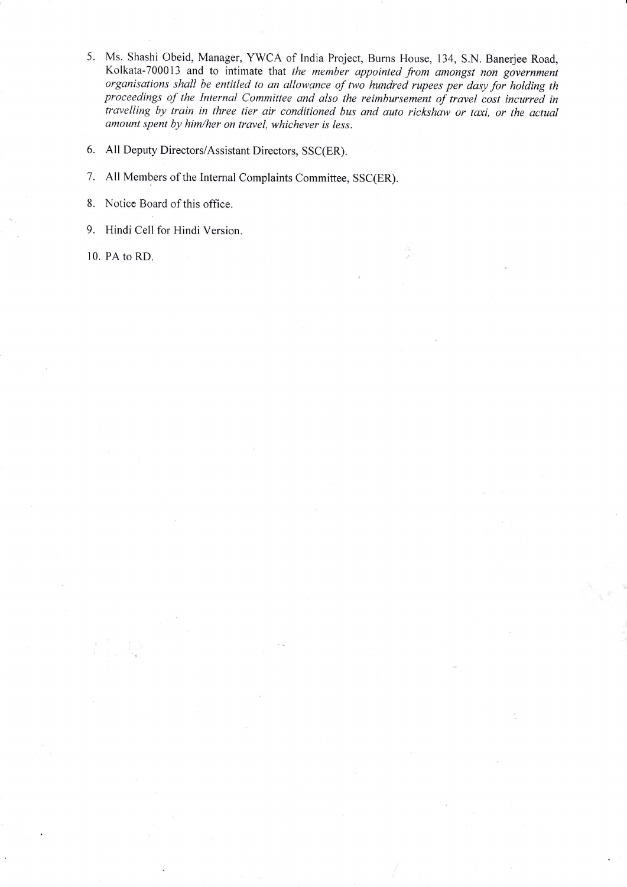5. Ms. Shashi Obeid, Manager, YWCA of India Project, Burns House, 134, S.N. Banerjee Road, Kolkata-700013 and to intimate that *the member appointed from amongst non government organisations shall be entitled to an allowance of two hundred rupees per dasy for holding th proceedings of the Internal Committee and also the reimbursement of travel cost incurred in travelling by train in three tier air conditioned bus and auto rickshaw or taxi, or the actual amount spent by him/her on travel, whichever is less.*

6. All Deputy Directors/Assistant Directors, SSC(ER).

7. All Members of the Internal Complaints Committee, SSC(ER).

8. Notice Board of this office.

9. Hindi Cell for Hindi Version.

10. PA to RD.